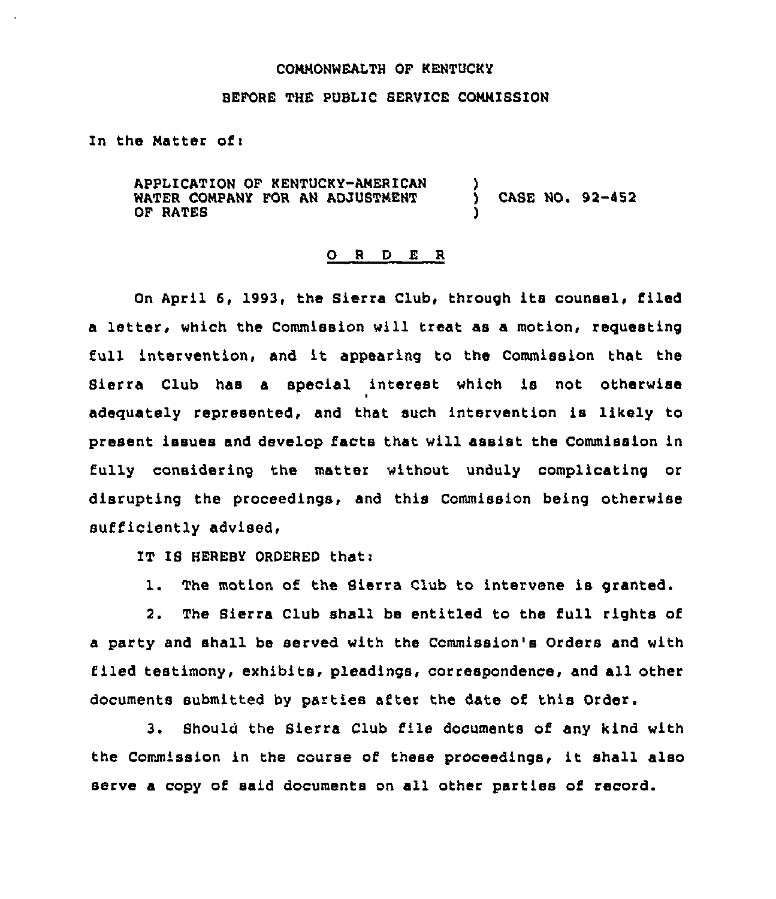COMMONWEALTH OF KENTUCKY

BEFORE THE PUBLIC SERVICE COMMISSION

In the Matter of:

APPLICATION OF KENTUCKY-AMERICAN WATER COMPANY FOR AN ADJUSTMENT OF RATES ) CASE NO. 92-452

## O R D E R

On April 6, 1993, the Sierra Club, through its counsel, filed a letter, which the Commission will treat as a motion, requesting full intervention, and it appearing to the Commission that the Sierra Club has a special interest which is not otherwise adequately represented, and that such intervention is likely to present issues and develop facts that will assist the Commission in fully considering the matter without unduly complicating or disrupting the proceedings, and this Commission being otherwise sufficiently advised,

IT IS HEREBY ORDERED that:

1. The motion of the Sierra Club to intervene is granted.

2. The Sierra Club shall be entitled to the full rights of a party and shall be served with the Commission's Orders and with filed testimony, exhibits, pleadings, correspondence, and all other documents submitted by parties after the date of this Order.

3. Should the Sierra Club file documents of any kind with the Commission in the course of these proceedings, it shall also serve a copy of said documents on all other parties of record.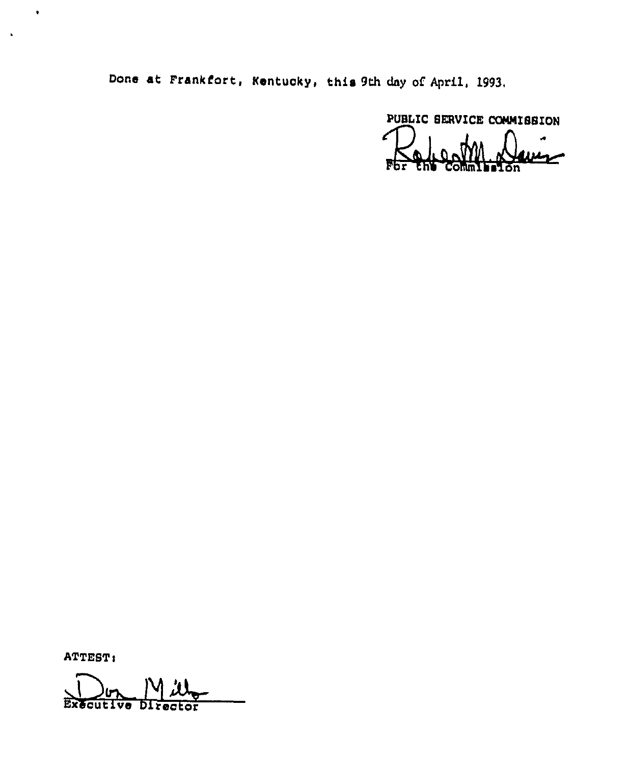Done at Frankfort, Kentucky, this 9th day of April, 1993.

PUBLIC SERVICE COMMISSION

For the Commission

ATTEST:

Executive Director